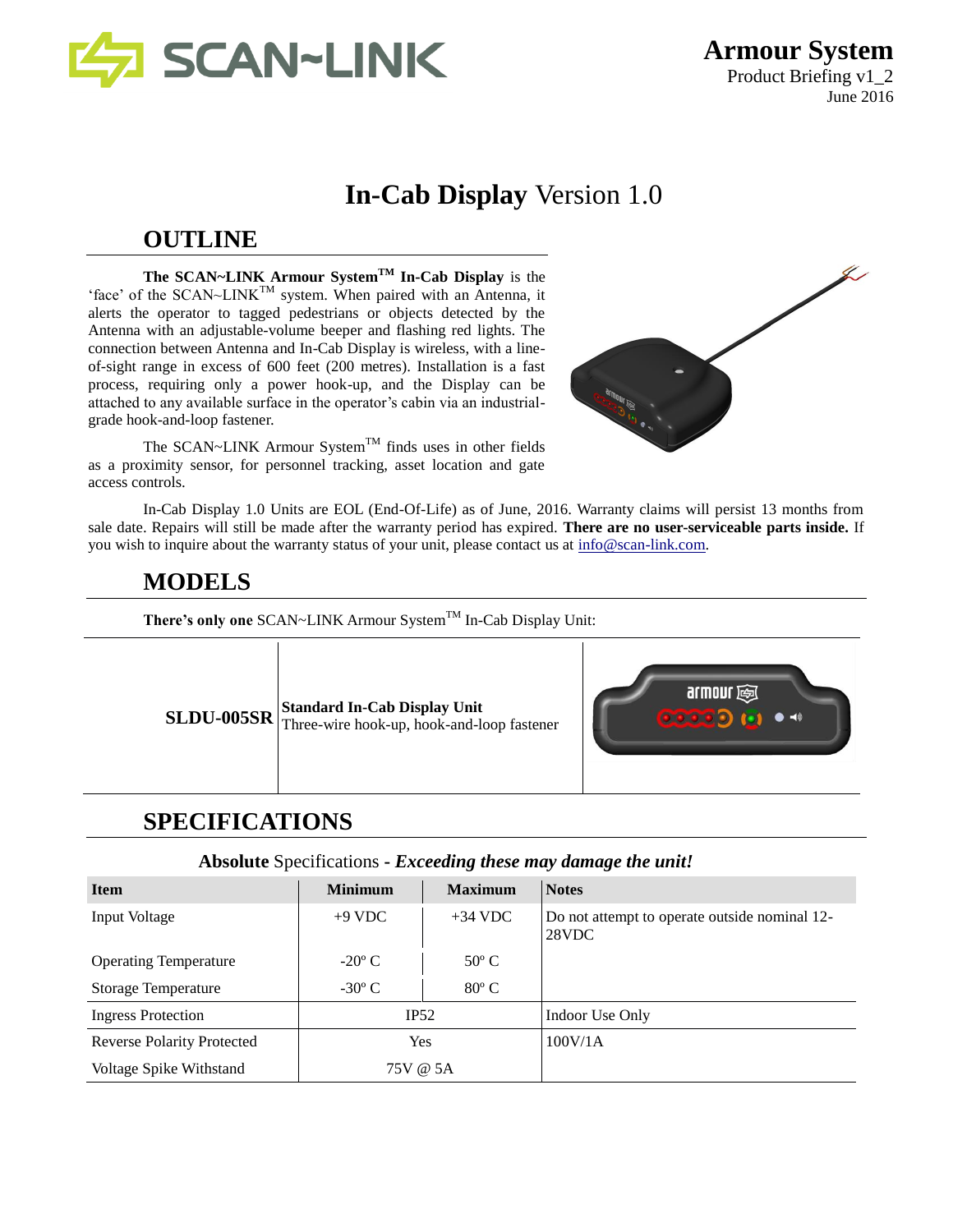**Armour System**
Product Briefing v1_2
June 2016

# **In-Cab Display** Version 1.0

## OUTLINE

**The SCAN~LINK Armour System™ In-Cab Display** is the 'face' of the SCAN~LINK™ system. When paired with an Antenna, it alerts the operator to tagged pedestrians or objects detected by the Antenna with an adjustable-volume beeper and flashing red lights. The connection between Antenna and In-Cab Display is wireless, with a line-of-sight range in excess of 600 feet (200 metres). Installation is a fast process, requiring only a power hook-up, and the Display can be attached to any available surface in the operator's cabin via an industrial-grade hook-and-loop fastener.

The SCAN~LINK Armour System™ finds uses in other fields as a proximity sensor, for personnel tracking, asset location and gate access controls.

In-Cab Display 1.0 Units are EOL (End-Of-Life) as of June, 2016. Warranty claims will persist 13 months from sale date. Repairs will still be made after the warranty period has expired. **There are no user-serviceable parts inside.** If you wish to inquire about the warranty status of your unit, please contact us at info@scan-link.com.

## MODELS

**There's only one** SCAN~LINK Armour System™ In-Cab Display Unit:

| | | |
|---|---|---|
| **SLDU-005SR** | **Standard In-Cab Display Unit**<br>Three-wire hook-up, hook-and-loop fastener | |

## SPECIFICATIONS

**Absolute** Specifications - ***Exceeding these may damage the unit!***

| Item | Minimum | Maximum | Notes |
|---|---|---|---|
| Input Voltage | +9 VDC | +34 VDC | Do not attempt to operate outside nominal 12-28VDC |
| Operating Temperature | -20° C | 50° C | |
| Storage Temperature | -30° C | 80° C | |
| Ingress Protection | IP52 | | Indoor Use Only |
| Reverse Polarity Protected | Yes | | 100V/1A |
| Voltage Spike Withstand | 75V @ 5A | | |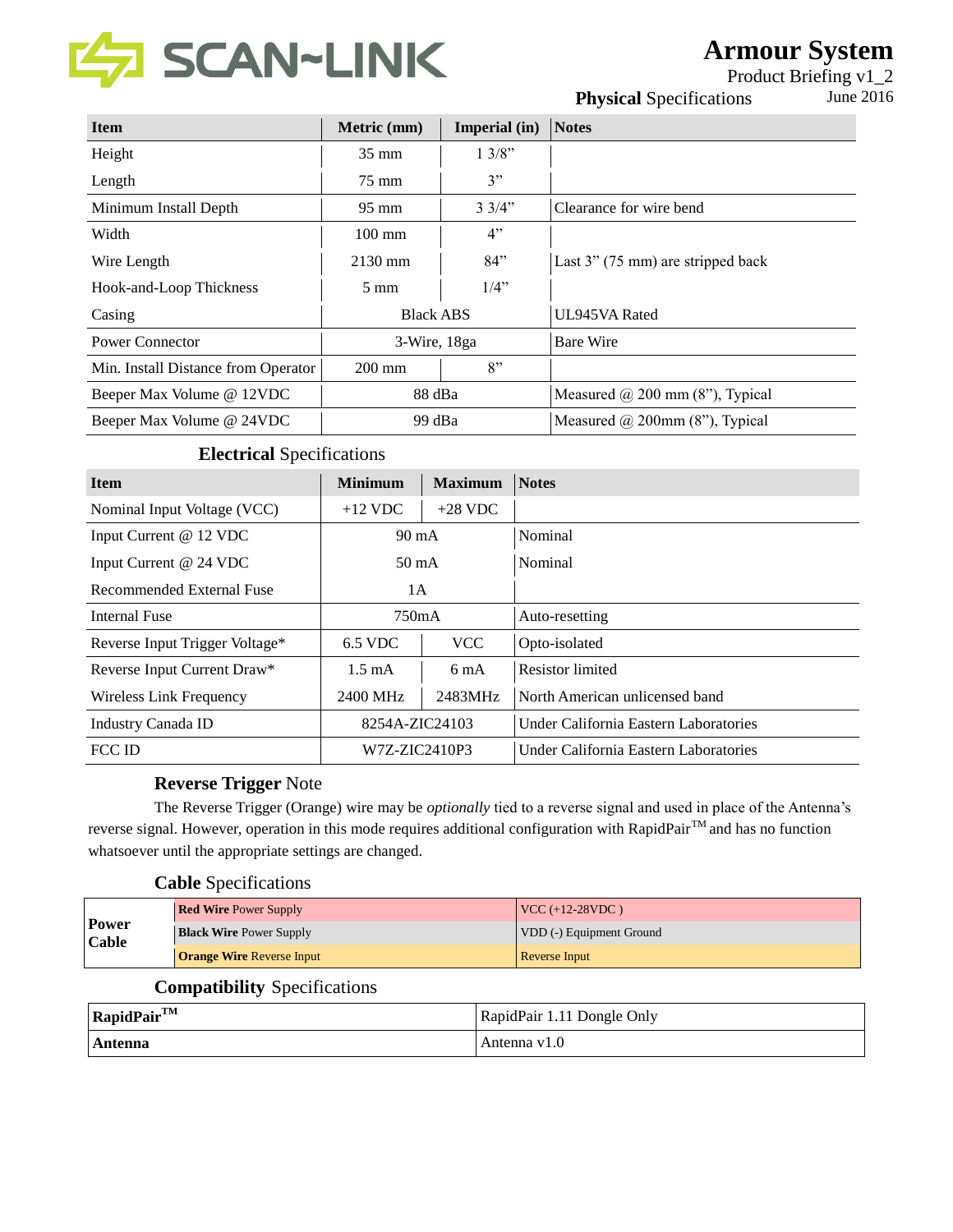# Armour System

Product Briefing v1_2

June 2016

## **Physical** Specifications

| Item | Metric (mm) | Imperial (in) | Notes |
|---|---|---|---|
| Height | 35 mm | 1 3/8" | |
| Length | 75 mm | 3" | |
| Minimum Install Depth | 95 mm | 3 3/4" | Clearance for wire bend |
| Width | 100 mm | 4" | |
| Wire Length | 2130 mm | 84" | Last 3" (75 mm) are stripped back |
| Hook-and-Loop Thickness | 5 mm | 1/4" | |
| Casing | Black ABS | | UL945VA Rated |
| Power Connector | 3-Wire, 18ga | | Bare Wire |
| Min. Install Distance from Operator | 200 mm | 8" | |
| Beeper Max Volume @ 12VDC | 88 dBa | | Measured @ 200 mm (8"), Typical |
| Beeper Max Volume @ 24VDC | 99 dBa | | Measured @ 200mm (8"), Typical |

## **Electrical** Specifications

| Item | Minimum | Maximum | Notes |
|---|---|---|---|
| Nominal Input Voltage (VCC) | +12 VDC | +28 VDC | |
| Input Current @ 12 VDC | 90 mA | | Nominal |
| Input Current @ 24 VDC | 50 mA | | Nominal |
| Recommended External Fuse | 1A | | |
| Internal Fuse | 750mA | | Auto-resetting |
| Reverse Input Trigger Voltage* | 6.5 VDC | VCC | Opto-isolated |
| Reverse Input Current Draw* | 1.5 mA | 6 mA | Resistor limited |
| Wireless Link Frequency | 2400 MHz | 2483MHz | North American unlicensed band |
| Industry Canada ID | 8254A-ZIC24103 | | Under California Eastern Laboratories |
| FCC ID | W7Z-ZIC2410P3 | | Under California Eastern Laboratories |

## **Reverse Trigger** Note

The Reverse Trigger (Orange) wire may be *optionally* tied to a reverse signal and used in place of the Antenna's reverse signal. However, operation in this mode requires additional configuration with RapidPair™ and has no function whatsoever until the appropriate settings are changed.

## **Cable** Specifications

| | | |
|---|---|---|
| **Power Cable** | **Red Wire** Power Supply | VCC (+12-28VDC ) |
| | **Black Wire** Power Supply | VDD (-) Equipment Ground |
| | **Orange Wire** Reverse Input | Reverse Input |

## **Compatibility** Specifications

| | |
|---|---|
| **RapidPair™** | RapidPair 1.11 Dongle Only |
| **Antenna** | Antenna v1.0 |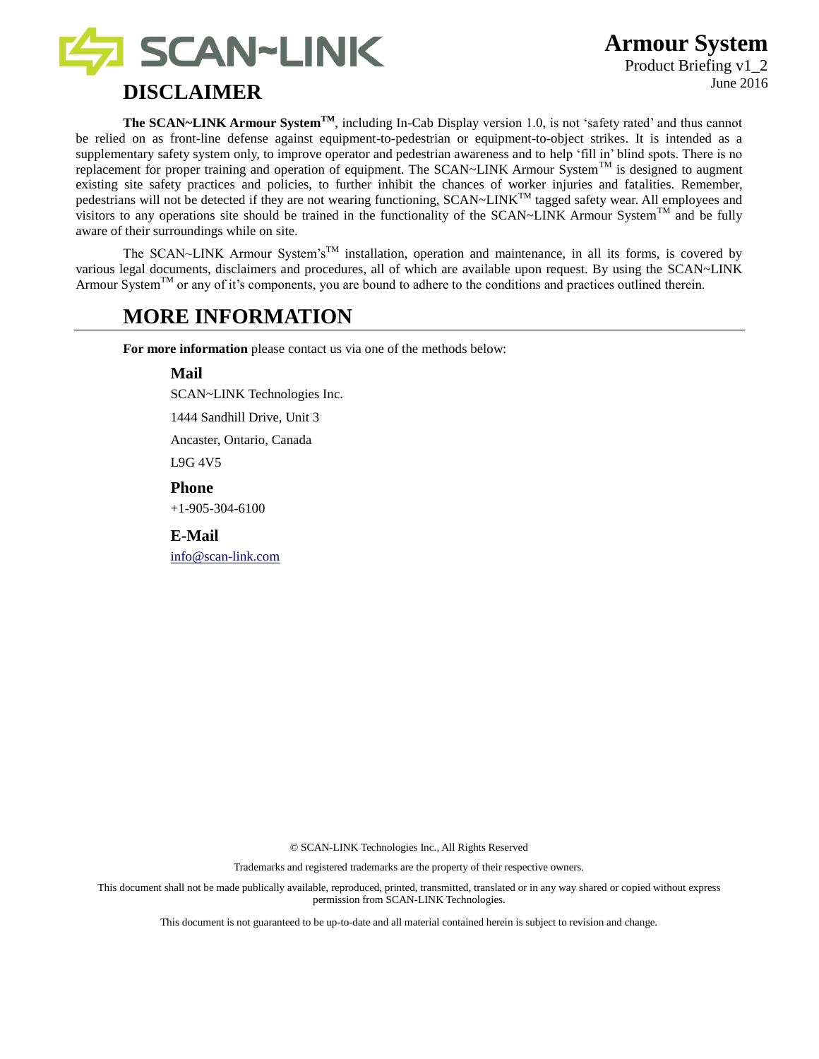# DISCLAIMER

**The SCAN~LINK Armour System™**, including In-Cab Display version 1.0, is not 'safety rated' and thus cannot be relied on as front-line defense against equipment-to-pedestrian or equipment-to-object strikes. It is intended as a supplementary safety system only, to improve operator and pedestrian awareness and to help 'fill in' blind spots. There is no replacement for proper training and operation of equipment. The SCAN~LINK Armour System™ is designed to augment existing site safety practices and policies, to further inhibit the chances of worker injuries and fatalities. Remember, pedestrians will not be detected if they are not wearing functioning, SCAN~LINK™ tagged safety wear. All employees and visitors to any operations site should be trained in the functionality of the SCAN~LINK Armour System™ and be fully aware of their surroundings while on site.

The SCAN~LINK Armour System's™ installation, operation and maintenance, in all its forms, is covered by various legal documents, disclaimers and procedures, all of which are available upon request. By using the SCAN~LINK Armour System™ or any of it's components, you are bound to adhere to the conditions and practices outlined therein.

# MORE INFORMATION

**For more information** please contact us via one of the methods below:

### Mail

SCAN~LINK Technologies Inc.

1444 Sandhill Drive, Unit 3

Ancaster, Ontario, Canada

L9G 4V5

### Phone

+1-905-304-6100

### E-Mail

info@scan-link.com

© SCAN-LINK Technologies Inc., All Rights Reserved

Trademarks and registered trademarks are the property of their respective owners.

This document shall not be made publically available, reproduced, printed, transmitted, translated or in any way shared or copied without express permission from SCAN-LINK Technologies.

This document is not guaranteed to be up-to-date and all material contained herein is subject to revision and change.